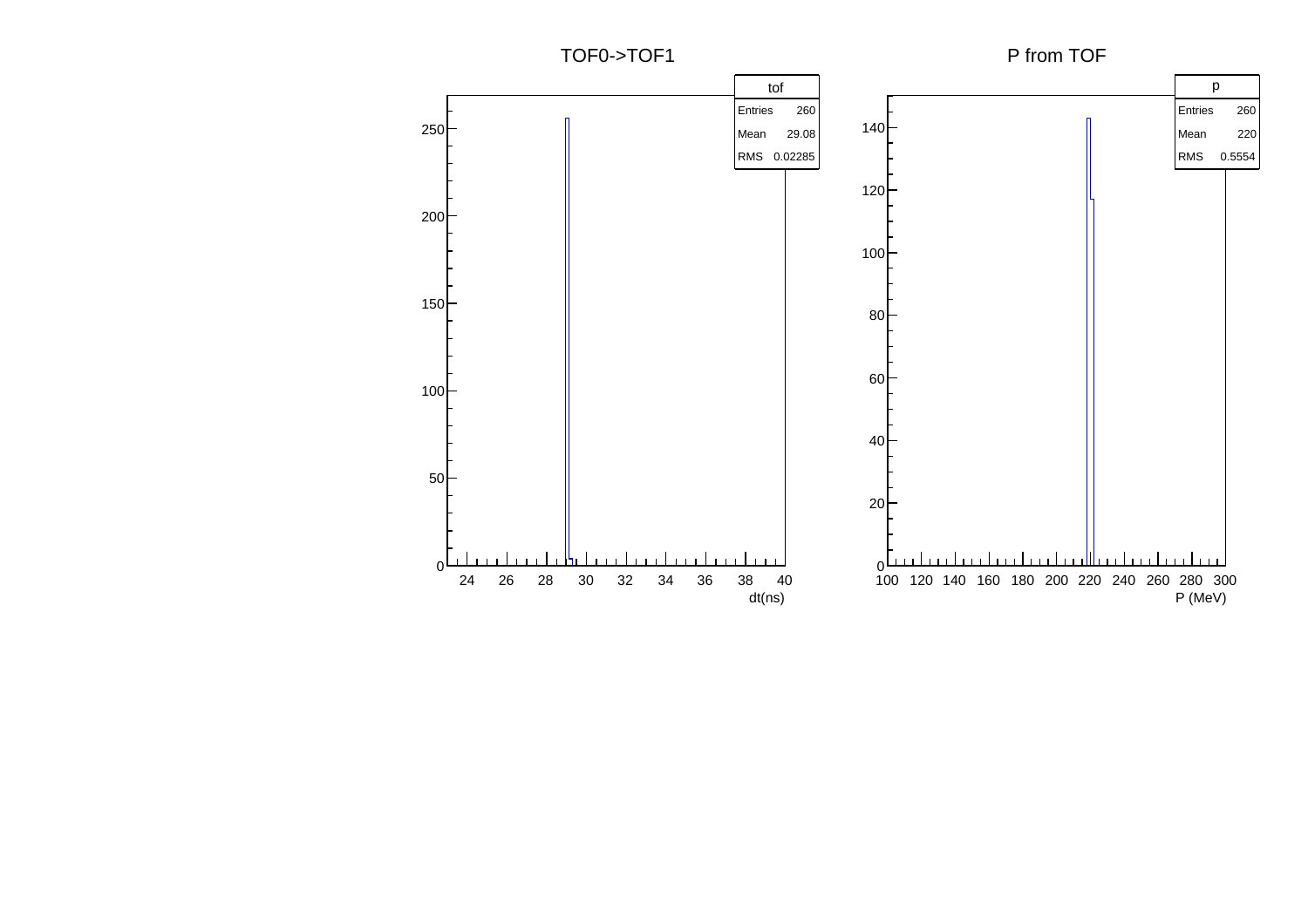TOF0->TOF1

| tof | |
| --- | --- |
| Entries | 260 |
| Mean | 29.08 |
| RMS | 0.02285 |

dt(ns)

P from TOF

| p | |
| --- | --- |
| Entries | 260 |
| Mean | 220 |
| RMS | 0.5554 |

P (MeV)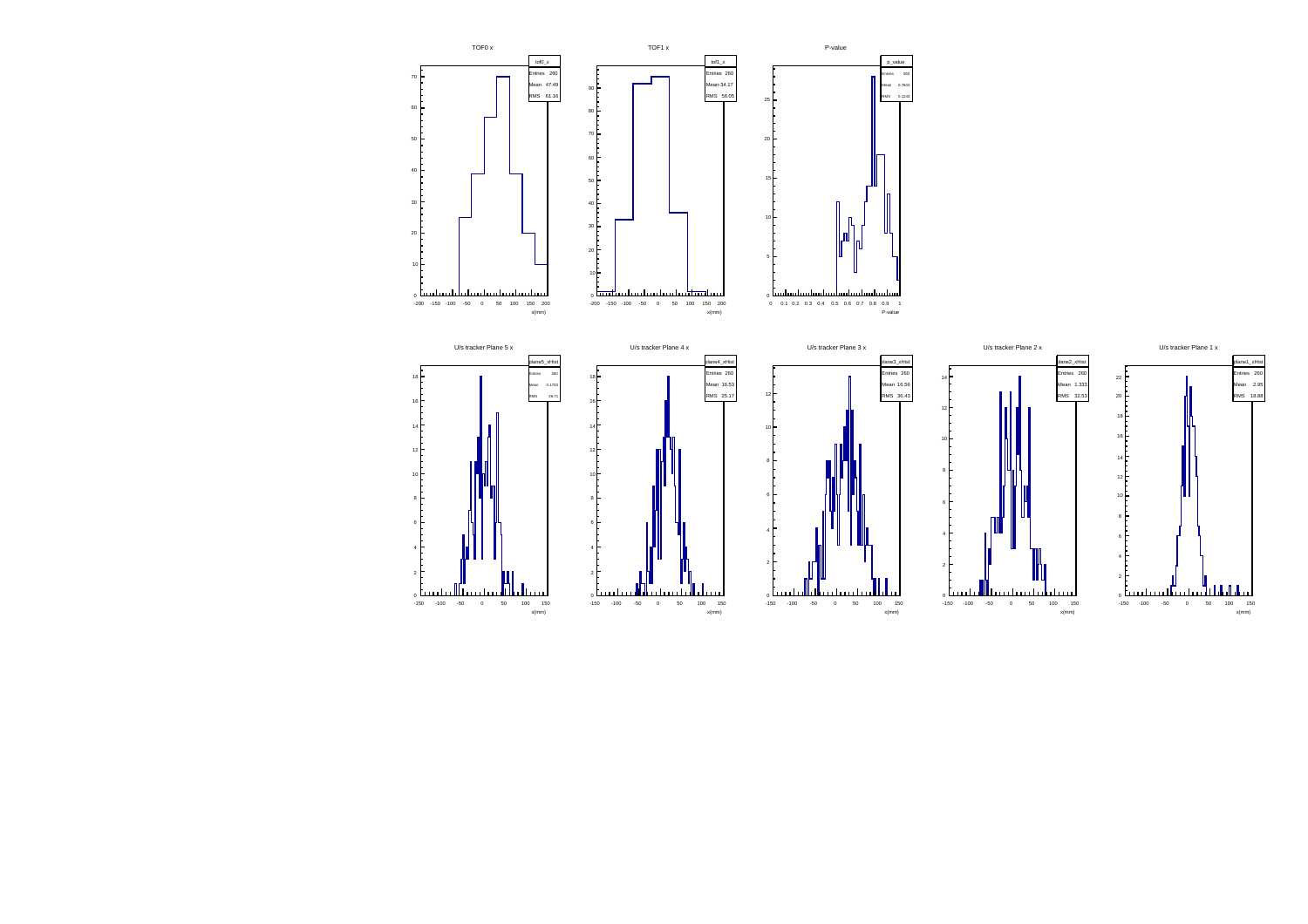TOF0 x

| tof0_x | |
| --- | --- |
| Entries | 260 |
| Mean | 47.49 |
| RMS | 61.16 |

TOF1 x

| tof1_x | |
| --- | --- |
| Entries | 260 |
| Mean | -34.17 |
| RMS | 56.05 |

P-value

| p_value | |
| --- | --- |
| Entries | 260 |
| Mean | 0.7902 |
| RMS | 0.1243 |

U/s tracker Plane 5 x

| plane5_xHist | |
| --- | --- |
| Entries | 260 |
| Mean | 0.1723 |
| RMS | 28.71 |

U/s tracker Plane 4 x

| plane4_xHist | |
| --- | --- |
| Entries | 260 |
| Mean | 16.53 |
| RMS | 25.17 |

U/s tracker Plane 3 x

| plane3_xHist | |
| --- | --- |
| Entries | 260 |
| Mean | 16.56 |
| RMS | 36.43 |

U/s tracker Plane 2 x

| plane2_xHist | |
| --- | --- |
| Entries | 260 |
| Mean | 1.333 |
| RMS | 32.53 |

U/s tracker Plane 1 x

| plane1_xHist | |
| --- | --- |
| Entries | 260 |
| Mean | 2.95 |
| RMS | 18.88 |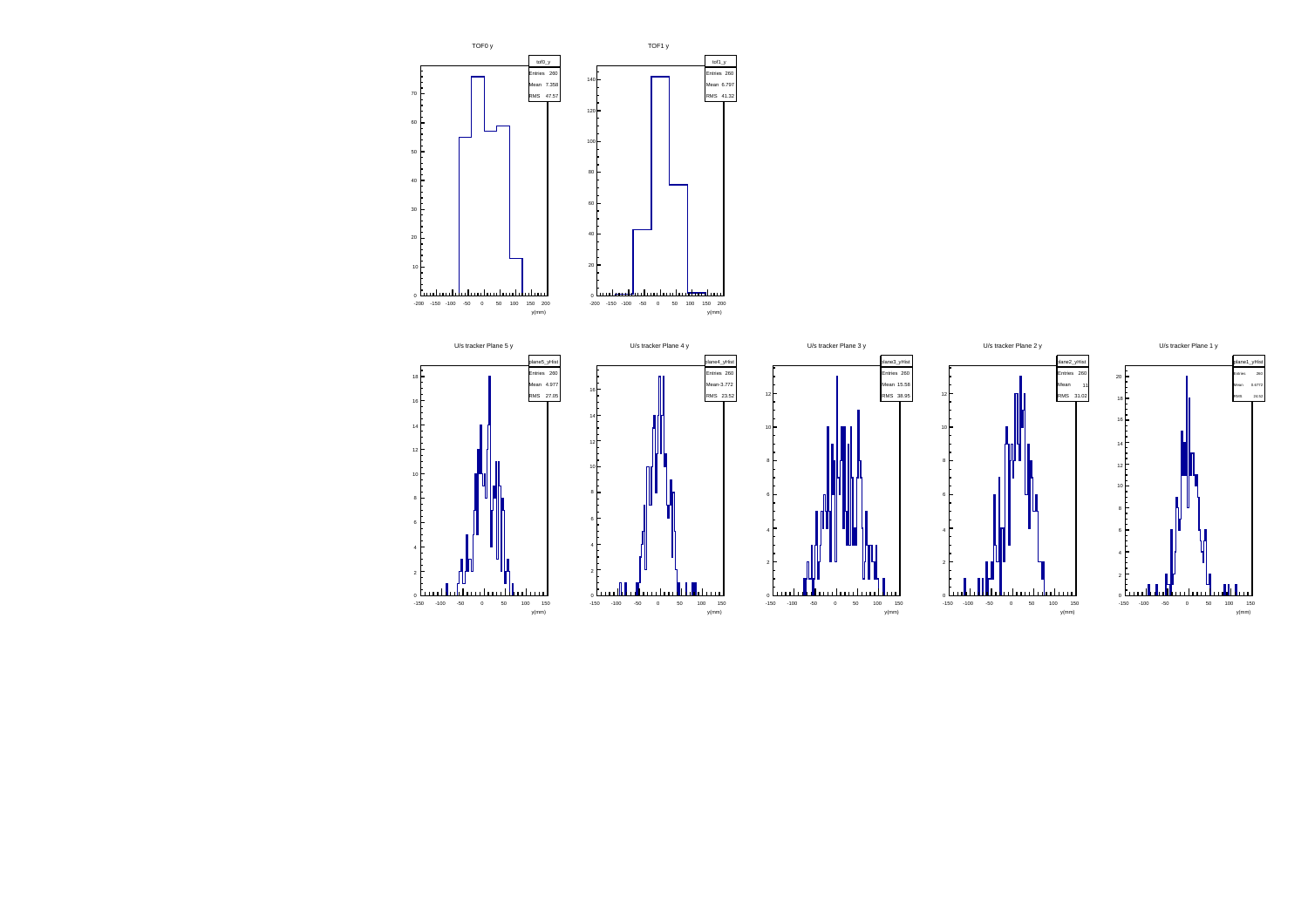TOF0 y

| tof0_y | |
|---|---|
| Entries | 260 |
| Mean | 7.358 |
| RMS | 47.57 |

y(mm)

TOF1 y

| tof1_y | |
|---|---|
| Entries | 260 |
| Mean | 6.797 |
| RMS | 41.32 |

y(mm)

U/s tracker Plane 5 y

| plane5_yHist | |
|---|---|
| Entries | 260 |
| Mean | 4.977 |
| RMS | 27.05 |

y(mm)

U/s tracker Plane 4 y

| plane4_yHist | |
|---|---|
| Entries | 260 |
| Mean | -3.772 |
| RMS | 23.52 |

y(mm)

U/s tracker Plane 3 y

| plane3_yHist | |
|---|---|
| Entries | 260 |
| Mean | 15.58 |
| RMS | 38.95 |

y(mm)

U/s tracker Plane 2 y

| plane2_yHist | |
|---|---|
| Entries | 260 |
| Mean | 11 |
| RMS | 31.02 |

y(mm)

U/s tracker Plane 1 y

| plane1_yHist | |
|---|---|
| Entries | 260 |
| Mean | 0.6772 |
| RMS | 24.62 |

y(mm)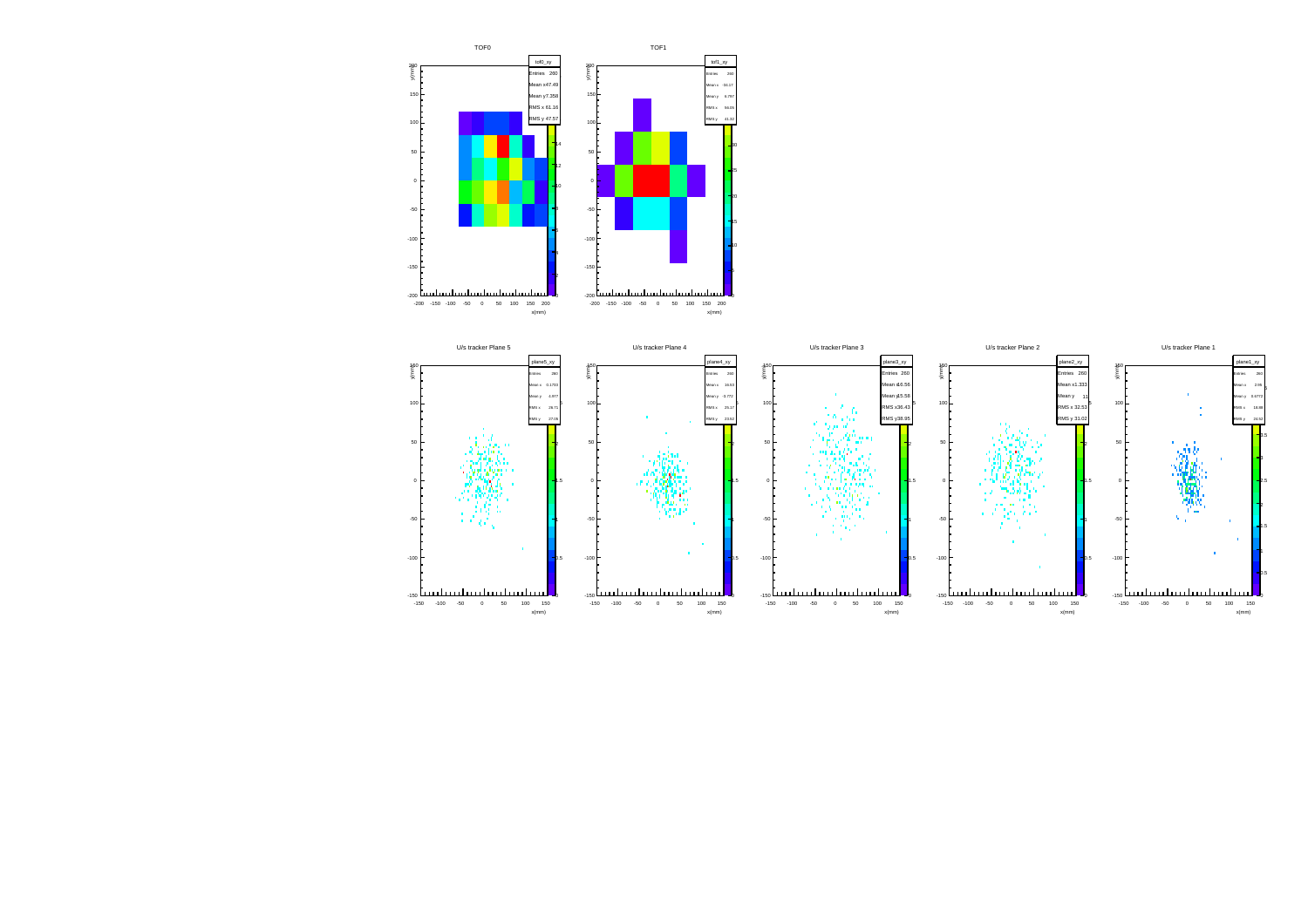TOF0

| tof0_xy | |
|---|---|
| Entries | 260 |
| Mean x | 47.49 |
| Mean y | 7.358 |
| RMS x | 61.16 |
| RMS y | 47.57 |

TOF1

| tof1_xy | |
|---|---|
| Entries | 260 |
| Mean x | 34.17 |
| Mean y | 6.797 |
| RMS x | 56.65 |
| RMS y | 41.32 |

U/s tracker Plane 5

| plane5_xy | |
|---|---|
| Entries | 260 |
| Mean x | 0.1722 |
| Mean y | 2.877 |
| RMS x | 26.71 |
| RMS y | 27.05 |

U/s tracker Plane 4

| plane4_xy | |
|---|---|
| Entries | 260 |
| Mean x | 16.53 |
| Mean y | -0.772 |
| RMS x | 25.17 |
| RMS y | 23.52 |

U/s tracker Plane 3

| plane3_xy | |
|---|---|
| Entries | 260 |
| Mean x | 16.56 |
| Mean y | 15.58 |
| RMS x | 36.43 |
| RMS y | 38.95 |

U/s tracker Plane 2

| plane2_xy | |
|---|---|
| Entries | 260 |
| Mean x | 1.333 |
| Mean y | 11 |
| RMS x | 32.53 |
| RMS y | 31.02 |

U/s tracker Plane 1

| plane1_xy | |
|---|---|
| Entries | 260 |
| Mean x | 2.95 |
| Mean y | 0.6772 |
| RMS x | 18.38 |
| RMS y | 24.52 |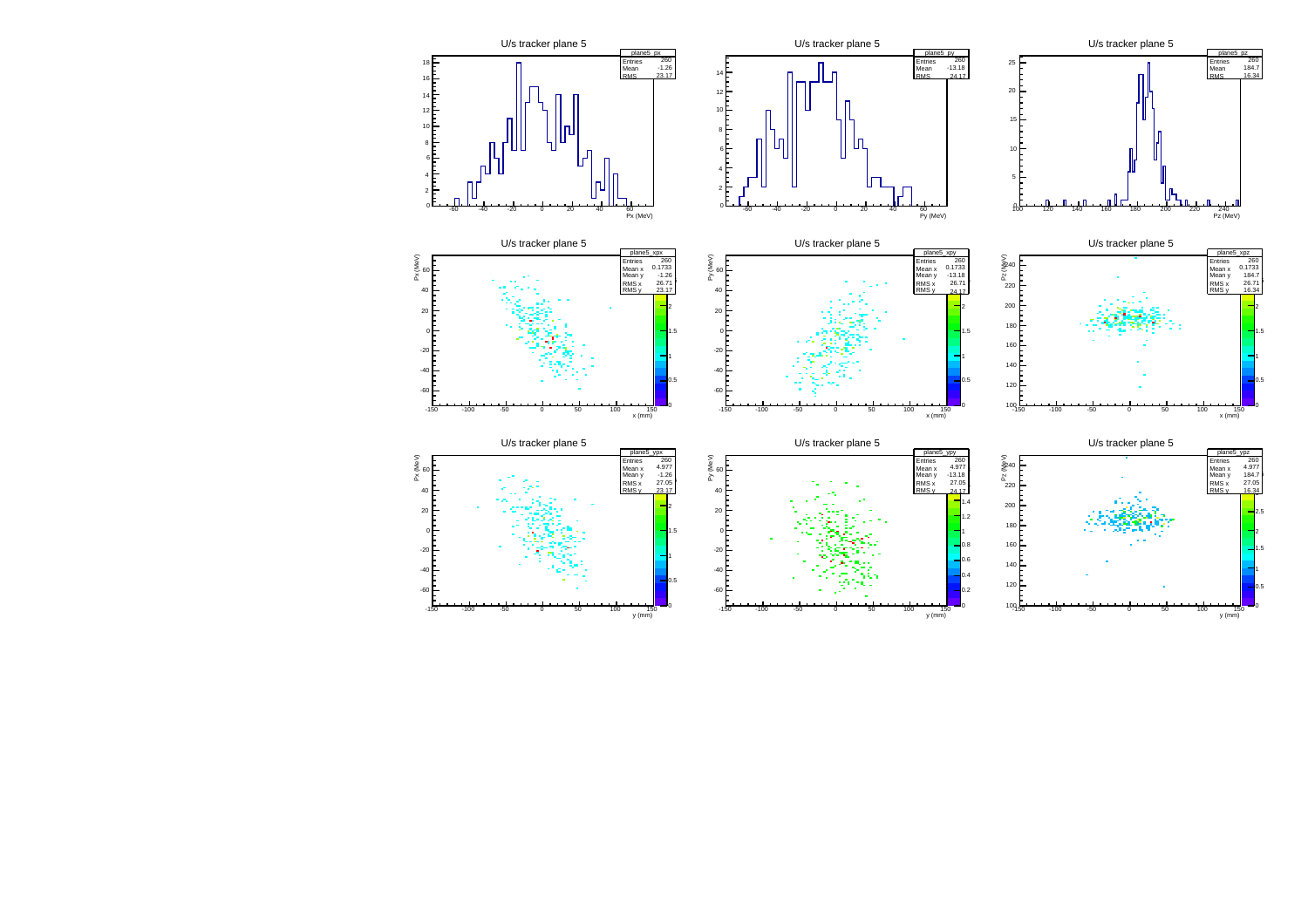U/s tracker plane 5

| plane5_px | |
|---|---|
| Entries | 260 |
| Mean | -1.26 |
| RMS | 23.17 |

Px (MeV)

U/s tracker plane 5

| plane5_py | |
|---|---|
| Entries | 260 |
| Mean | -13.18 |
| RMS | 24.17 |

Py (MeV)

U/s tracker plane 5

| plane5_pz | |
|---|---|
| Entries | 260 |
| Mean | 184.7 |
| RMS | 16.34 |

Pz (MeV)

U/s tracker plane 5

| plane5_xpx | |
|---|---|
| Entries | 260 |
| Mean x | 0.1733 |
| Mean y | -1.26 |
| RMS x | 26.71 |
| RMS y | 23.17 |

Px (MeV) vs x (mm)

U/s tracker plane 5

| plane5_xpy | |
|---|---|
| Entries | 260 |
| Mean x | 0.1733 |
| Mean y | -13.18 |
| RMS x | 26.71 |
| RMS y | 24.17 |

Py (MeV) vs x (mm)

U/s tracker plane 5

| plane5_xpz | |
|---|---|
| Entries | 260 |
| Mean x | 0.1733 |
| Mean y | 184.7 |
| RMS x | 26.71 |
| RMS y | 16.34 |

Pz (MeV) vs x (mm)

U/s tracker plane 5

| plane5_ypx | |
|---|---|
| Entries | 260 |
| Mean x | 4.977 |
| Mean y | -1.26 |
| RMS x | 27.05 |
| RMS y | 23.17 |

Px (MeV) vs y (mm)

U/s tracker plane 5

| plane5_ypy | |
|---|---|
| Entries | 260 |
| Mean x | 4.977 |
| Mean y | -13.18 |
| RMS x | 27.05 |
| RMS y | 24.17 |

Py (MeV) vs y (mm)

U/s tracker plane 5

| plane5_ypz | |
|---|---|
| Entries | 260 |
| Mean x | 4.977 |
| Mean y | 184.7 |
| RMS x | 27.05 |
| RMS y | 16.34 |

Pz (MeV) vs y (mm)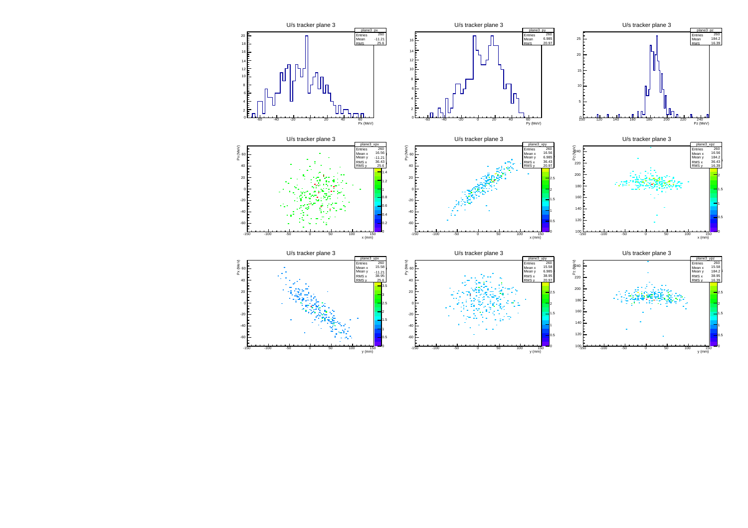U/s tracker plane 3

| plane3_px | |
|---|---|
| Entries | 260 |
| Mean | -11.21 |
| RMS | 25.6 |

Px (MeV)

U/s tracker plane 3

| plane3_py | |
|---|---|
| Entries | 260 |
| Mean | 6.985 |
| RMS | 20.97 |

Py (MeV)

U/s tracker plane 3

| plane3_pz | |
|---|---|
| Entries | 260 |
| Mean | 184.2 |
| RMS | 16.39 |

Pz (MeV)

U/s tracker plane 3

| plane3_xpx | |
|---|---|
| Entries | 260 |
| Mean x | 16.56 |
| Mean y | -11.21 |
| RMS x | 36.43 |
| RMS y | 25.6 |

x (mm) vs. Px (MeV)

U/s tracker plane 3

| plane3_xpy | |
|---|---|
| Entries | 260 |
| Mean x | 16.56 |
| Mean y | 6.985 |
| RMS x | 36.43 |
| RMS y | 20.97 |

x (mm) vs. Py (MeV)

U/s tracker plane 3

| plane3_xpz | |
|---|---|
| Entries | 260 |
| Mean x | 16.56 |
| Mean y | 184.2 |
| RMS x | 36.43 |
| RMS y | 16.39 |

x (mm) vs. Pz (MeV)

U/s tracker plane 3

| plane3_ypx | |
|---|---|
| Entries | 260 |
| Mean x | 15.58 |
| Mean y | -11.21 |
| RMS x | 38.95 |
| RMS y | 25.6 |

y (mm) vs. Px (MeV)

U/s tracker plane 3

| plane3_ypy | |
|---|---|
| Entries | 260 |
| Mean x | 15.58 |
| Mean y | 6.985 |
| RMS x | 38.95 |
| RMS y | 20.97 |

y (mm) vs. Py (MeV)

U/s tracker plane 3

| plane3_ypz | |
|---|---|
| Entries | 260 |
| Mean x | 15.58 |
| Mean y | 184.2 |
| RMS x | 38.95 |
| RMS y | 16.39 |

y (mm) vs. Pz (MeV)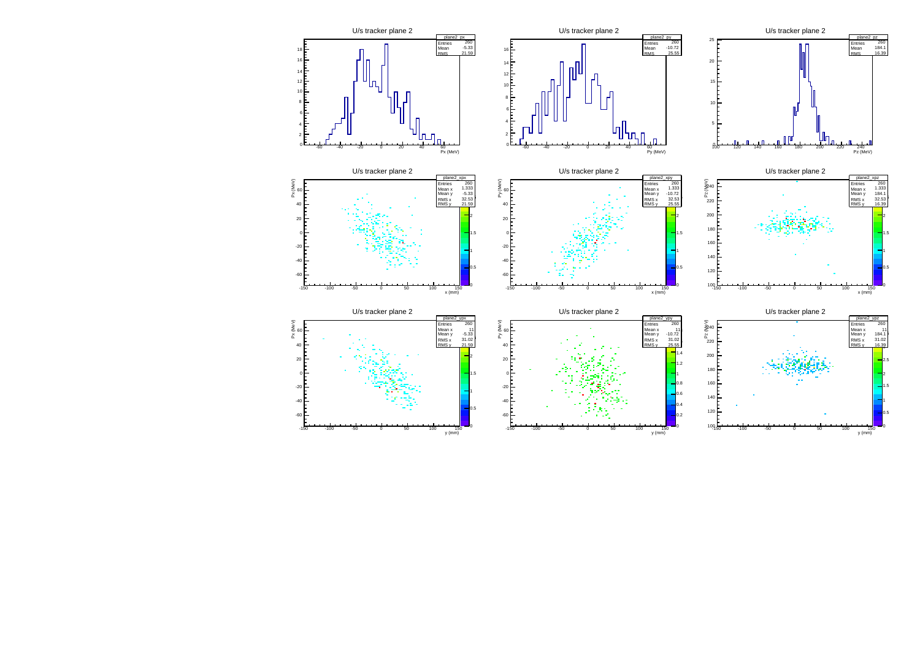U/s tracker plane 2

| plane2_px | |
|---|---|
| Entries | 260 |
| Mean | -5.33 |
| RMS | 21.59 |

Px (MeV)

U/s tracker plane 2

| plane2_py | |
|---|---|
| Entries | 260 |
| Mean | -10.72 |
| RMS | 25.55 |

Py (MeV)

U/s tracker plane 2

| plane2_pz | |
|---|---|
| Entries | 260 |
| Mean | 184.1 |
| RMS | 16.39 |

Pz (MeV)

U/s tracker plane 2

| plane2_xpx | |
|---|---|
| Entries | 260 |
| Mean x | 1.333 |
| Mean y | -5.33 |
| RMS x | 32.53 |
| RMS y | 21.59 |

Px (MeV) vs. x (mm)

U/s tracker plane 2

| plane2_xpy | |
|---|---|
| Entries | 260 |
| Mean x | 1.333 |
| Mean y | -10.72 |
| RMS x | 32.53 |
| RMS y | 25.55 |

Py (MeV) vs. x (mm)

U/s tracker plane 2

| plane2_xpz | |
|---|---|
| Entries | 260 |
| Mean x | 1.333 |
| Mean y | 184.1 |
| RMS x | 32.53 |
| RMS y | 16.39 |

Pz (MeV) vs. x (mm)

U/s tracker plane 2

| plane2_ypx | |
|---|---|
| Entries | 260 |
| Mean x | 11 |
| Mean y | -5.33 |
| RMS x | 31.02 |
| RMS y | 21.59 |

Px (MeV) vs. y (mm)

U/s tracker plane 2

| plane2_ypy | |
|---|---|
| Entries | 260 |
| Mean x | 11 |
| Mean y | -10.72 |
| RMS x | 31.02 |
| RMS y | 25.55 |

Py (MeV) vs. y (mm)

U/s tracker plane 2

| plane2_ypz | |
|---|---|
| Entries | 260 |
| Mean x | 11 |
| Mean y | 184.1 |
| RMS x | 31.02 |
| RMS y | 16.39 |

Pz (MeV) vs. y (mm)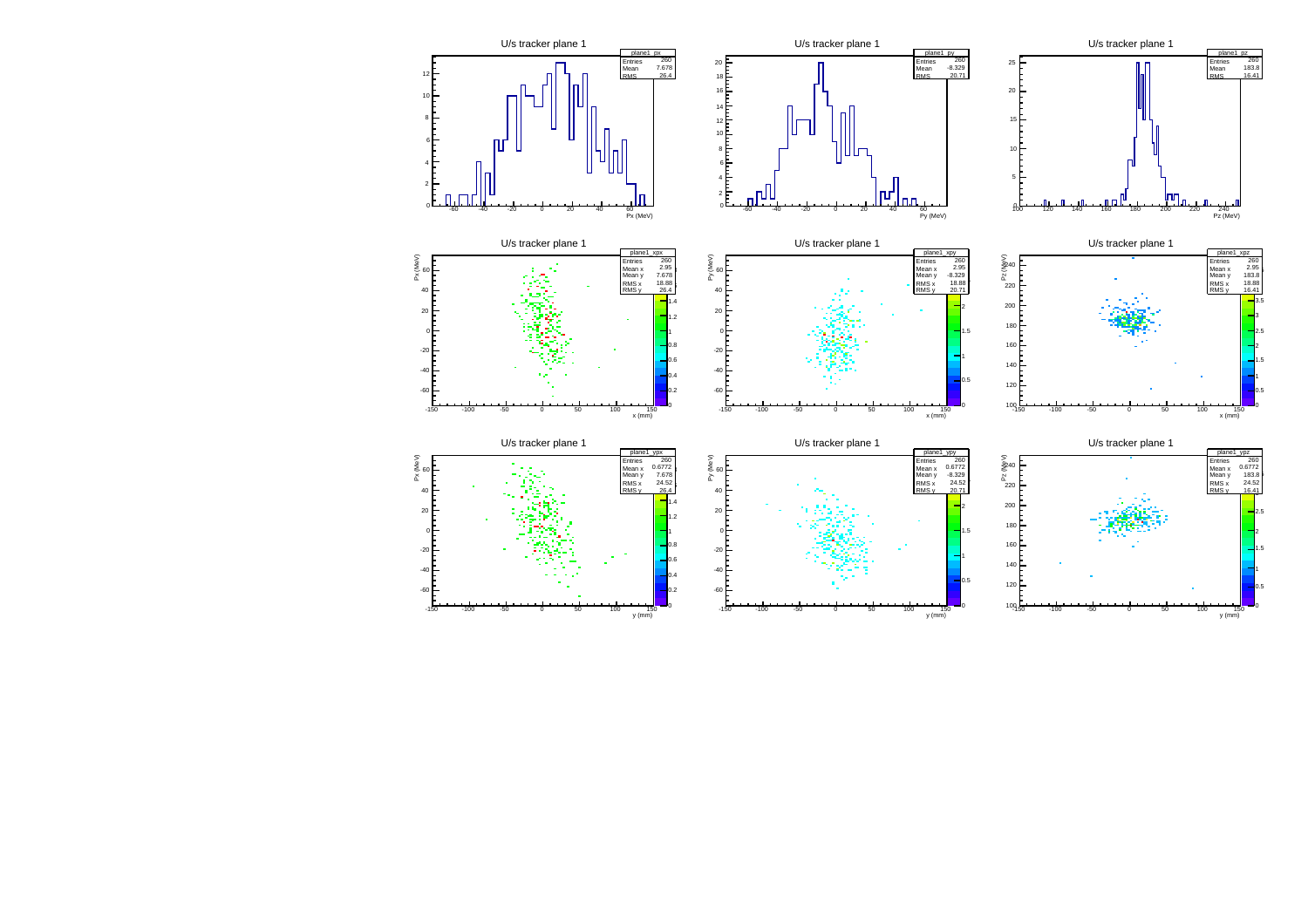U/s tracker plane 1

| plane1_px | |
| --- | --- |
| Entries | 260 |
| Mean | 7.678 |
| RMS | 26.4 |

U/s tracker plane 1

| plane1_py | |
| --- | --- |
| Entries | 260 |
| Mean | -8.329 |
| RMS | 20.71 |

U/s tracker plane 1

| plane1_pz | |
| --- | --- |
| Entries | 260 |
| Mean | 183.8 |
| RMS | 16.41 |

U/s tracker plane 1

| plane1_xpx | |
| --- | --- |
| Entries | 260 |
| Mean x | 2.95 |
| Mean y | 7.678 |
| RMS x | 18.88 |
| RMS y | 26.4 |

U/s tracker plane 1

| plane1_xpy | |
| --- | --- |
| Entries | 260 |
| Mean x | 2.95 |
| Mean y | -8.329 |
| RMS x | 18.88 |
| RMS y | 20.71 |

U/s tracker plane 1

| plane1_xpz | |
| --- | --- |
| Entries | 260 |
| Mean x | 2.95 |
| Mean y | 183.8 |
| RMS x | 18.88 |
| RMS y | 16.41 |

U/s tracker plane 1

| plane1_ypx | |
| --- | --- |
| Entries | 260 |
| Mean x | 0.6772 |
| Mean y | 7.678 |
| RMS x | 24.52 |
| RMS y | 26.4 |

U/s tracker plane 1

| plane1_ypy | |
| --- | --- |
| Entries | 260 |
| Mean x | 0.6772 |
| Mean y | -8.329 |
| RMS x | 24.52 |
| RMS y | 20.71 |

U/s tracker plane 1

| plane1_ypz | |
| --- | --- |
| Entries | 260 |
| Mean x | 0.6772 |
| Mean y | 183.8 |
| RMS x | 24.52 |
| RMS y | 16.41 |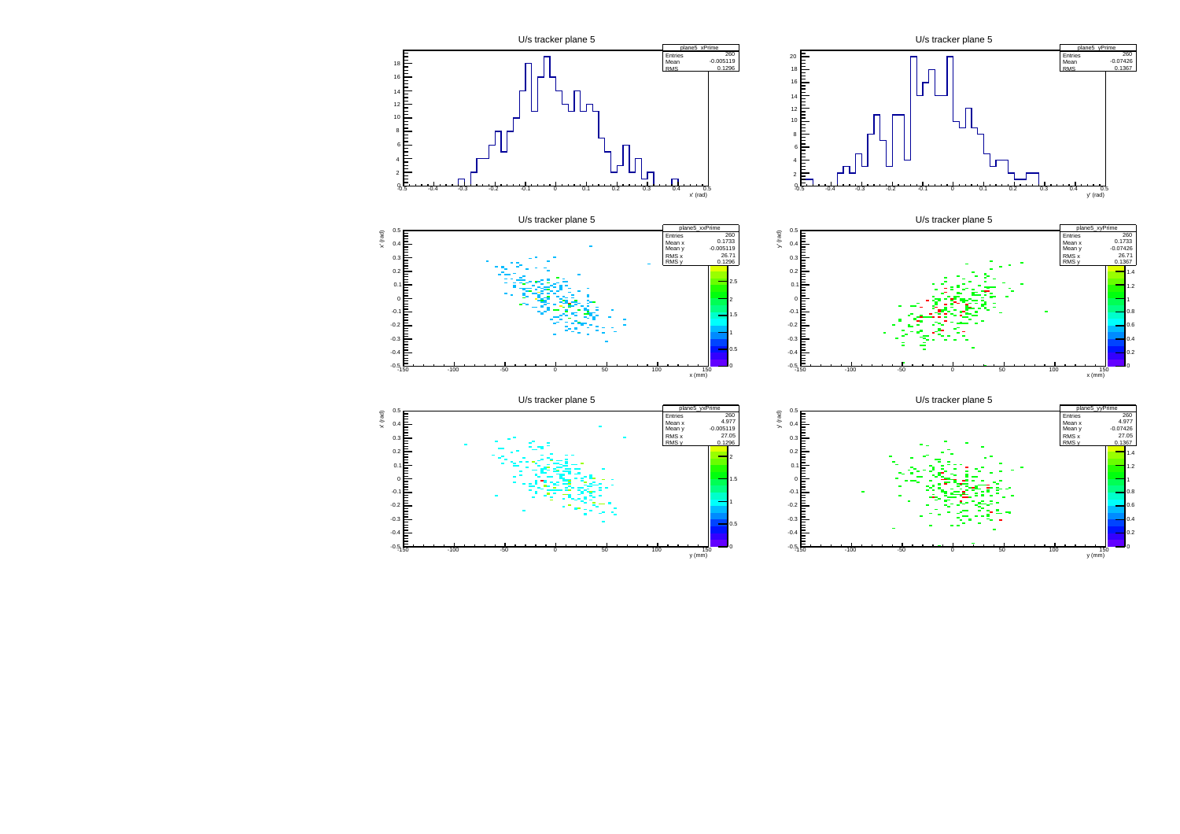U/s tracker plane 5

| plane5_xPrime | |
|---|---|
| Entries | 260 |
| Mean | -0.005119 |
| RMS | 0.1296 |

x' (rad)

U/s tracker plane 5

| plane5_yPrime | |
|---|---|
| Entries | 260 |
| Mean | -0.07426 |
| RMS | 0.1367 |

y' (rad)

U/s tracker plane 5

| plane5_xxPrime | |
|---|---|
| Entries | 260 |
| Mean x | 0.1733 |
| Mean y | -0.005119 |
| RMS x | 26.71 |
| RMS y | 0.1296 |

x' (rad) vs x (mm)

U/s tracker plane 5

| plane5_xyPrime | |
|---|---|
| Entries | 260 |
| Mean x | 0.1733 |
| Mean y | -0.07426 |
| RMS x | 26.71 |
| RMS y | 0.1367 |

y' (rad) vs x (mm)

U/s tracker plane 5

| plane5_yxPrime | |
|---|---|
| Entries | 260 |
| Mean x | 4.977 |
| Mean y | -0.005119 |
| RMS x | 27.05 |
| RMS y | 0.1296 |

x' (rad) vs y (mm)

U/s tracker plane 5

| plane5_yyPrime | |
|---|---|
| Entries | 260 |
| Mean x | 4.977 |
| Mean y | -0.07426 |
| RMS x | 27.05 |
| RMS y | 0.1367 |

y' (rad) vs y (mm)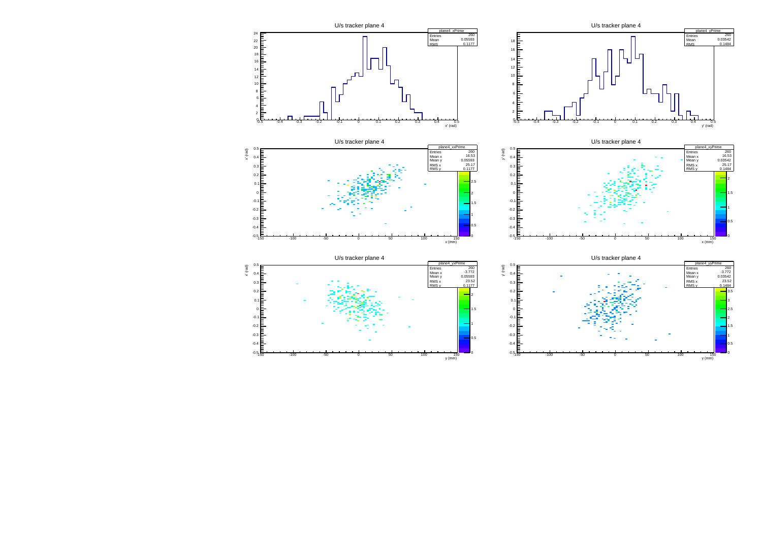U/s tracker plane 4

| plane4_xPrime | |
|---|---|
| Entries | 260 |
| Mean | 0.05593 |
| RMS | 0.1177 |

U/s tracker plane 4

| plane4_yPrime | |
|---|---|
| Entries | 260 |
| Mean | 0.03542 |
| RMS | 0.1484 |

U/s tracker plane 4

| plane4_xxPrime | |
|---|---|
| Entries | 260 |
| Mean x | 16.53 |
| Mean y | 0.05593 |
| RMS x | 25.17 |
| RMS y | 0.1177 |

U/s tracker plane 4

| plane4_xyPrime | |
|---|---|
| Entries | 260 |
| Mean x | 16.53 |
| Mean y | 0.03542 |
| RMS x | 25.17 |
| RMS y | 0.1484 |

U/s tracker plane 4

| plane4_yxPrime | |
|---|---|
| Entries | 260 |
| Mean x | -3.772 |
| Mean y | 0.05593 |
| RMS x | 23.52 |
| RMS y | 0.1177 |

U/s tracker plane 4

| plane4_yyPrime | |
|---|---|
| Entries | 260 |
| Mean x | -3.772 |
| Mean y | 0.03542 |
| RMS x | 23.52 |
| RMS y | 0.1484 |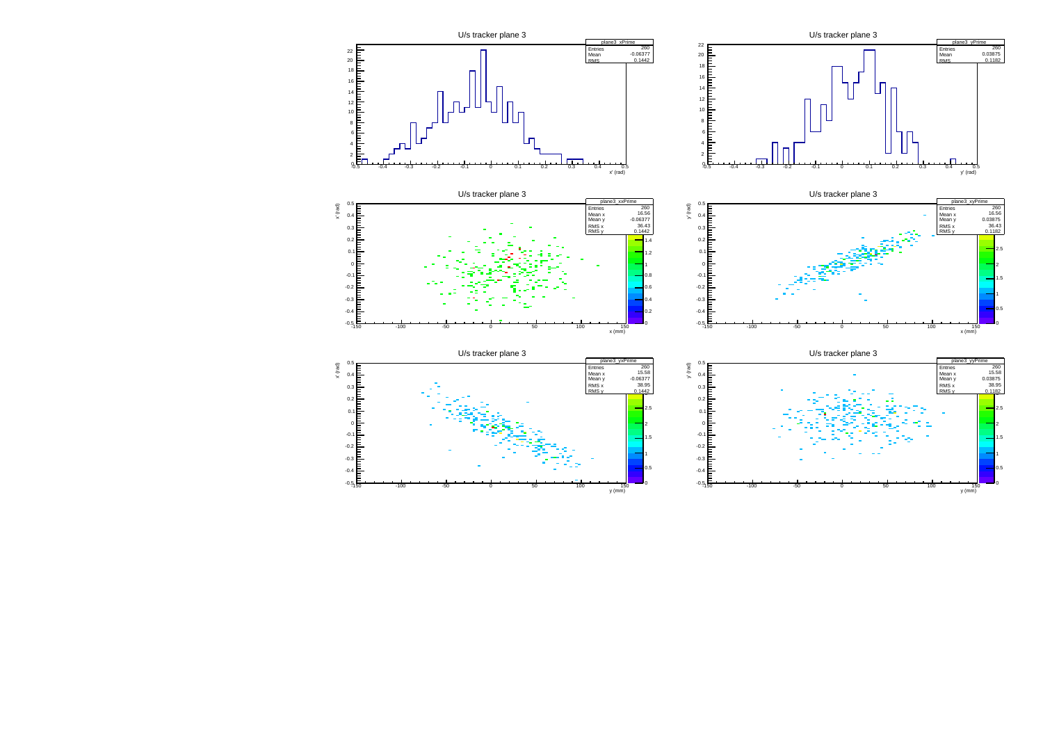U/s tracker plane 3

| plane3_xPrime | |
|---|---|
| Entries | 260 |
| Mean | -0.06377 |
| RMS | 0.1442 |

U/s tracker plane 3

| plane3_yPrime | |
|---|---|
| Entries | 260 |
| Mean | 0.03875 |
| RMS | 0.1182 |

U/s tracker plane 3

| plane3_xxPrime | |
|---|---|
| Entries | 260 |
| Mean x | 16.56 |
| Mean y | -0.06377 |
| RMS x | 36.43 |
| RMS y | 0.1442 |

U/s tracker plane 3

| plane3_xyPrime | |
|---|---|
| Entries | 260 |
| Mean x | 16.56 |
| Mean y | 0.03875 |
| RMS x | 36.43 |
| RMS y | 0.1182 |

U/s tracker plane 3

| plane3_yxPrime | |
|---|---|
| Entries | 260 |
| Mean x | 15.58 |
| Mean y | -0.06377 |
| RMS x | 38.95 |
| RMS y | 0.1442 |

U/s tracker plane 3

| plane3_yyPrime | |
|---|---|
| Entries | 260 |
| Mean x | 15.58 |
| Mean y | 0.03875 |
| RMS x | 38.95 |
| RMS y | 0.1182 |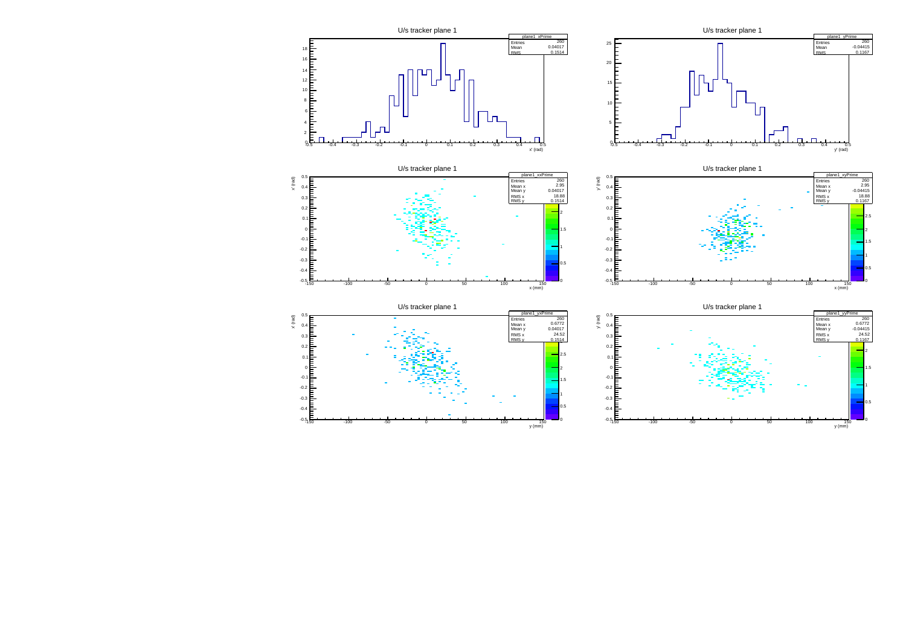U/s tracker plane 1

| plane1_xPrime | |
| --- | --- |
| Entries | 260 |
| Mean | 0.04017 |
| RMS | 0.1514 |

x' (rad)

U/s tracker plane 1

| plane1_yPrime | |
| --- | --- |
| Entries | 260 |
| Mean | -0.04415 |
| RMS | 0.1167 |

y' (rad)

U/s tracker plane 1

| plane1_xxPrime | |
| --- | --- |
| Entries | 260 |
| Mean x | 2.95 |
| Mean y | 0.04017 |
| RMS x | 18.88 |
| RMS y | 0.1514 |

x' (rad) vs. x (mm)

U/s tracker plane 1

| plane1_xyPrime | |
| --- | --- |
| Entries | 260 |
| Mean x | 2.95 |
| Mean y | -0.04415 |
| RMS x | 18.88 |
| RMS y | 0.1167 |

y' (rad) vs. x (mm)

U/s tracker plane 1

| plane1_yxPrime | |
| --- | --- |
| Entries | 260 |
| Mean x | 0.6772 |
| Mean y | 0.04017 |
| RMS x | 24.52 |
| RMS y | 0.1514 |

x' (rad) vs. y (mm)

U/s tracker plane 1

| plane1_yyPrime | |
| --- | --- |
| Entries | 260 |
| Mean x | 0.6772 |
| Mean y | -0.04415 |
| RMS x | 24.52 |
| RMS y | 0.1167 |

y' (rad) vs. y (mm)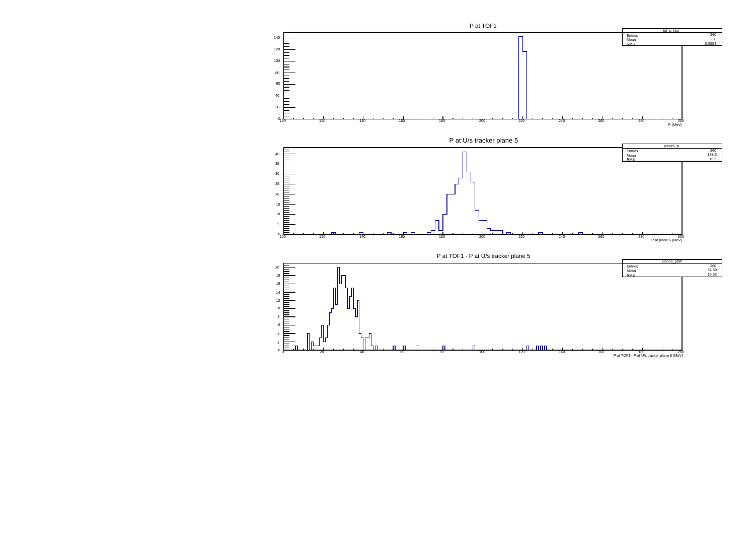P at TOF1

| tof_p_hist | |
|---|---|
| Entries | 260 |
| Mean | 220 |
| RMS | 0.5554 |

P (MeV)

P at U/s tracker plane 5

| plane5_p | |
|---|---|
| Entries | 260 |
| Mean | 188.3 |
| RMS | 15.5 |

P at plane 5 (MeV)

P at TOF1 - P at U/s tracker plane 5

| plane5_pDiff | |
|---|---|
| Entries | 260 |
| Mean | 31.69 |
| RMS | 15.52 |

P at TOF1 - P at U/s tracker plane 5 (MeV)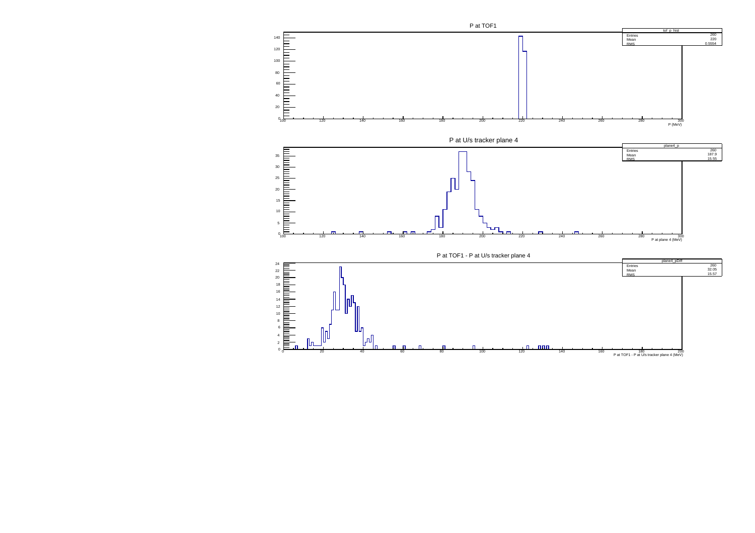P at TOF1

| tof_p_hist | |
|---|---|
| Entries | 260 |
| Mean | 220 |
| RMS | 0.5554 |

P (MeV)

P at U/s tracker plane 4

| plane4_p | |
|---|---|
| Entries | 260 |
| Mean | 187.9 |
| RMS | 15.55 |

P at plane 4 (MeV)

P at TOF1 - P at U/s tracker plane 4

| plane4_pDiff | |
|---|---|
| Entries | 260 |
| Mean | 32.05 |
| RMS | 15.57 |

P at TOF1 - P at U/s tracker plane 4 (MeV)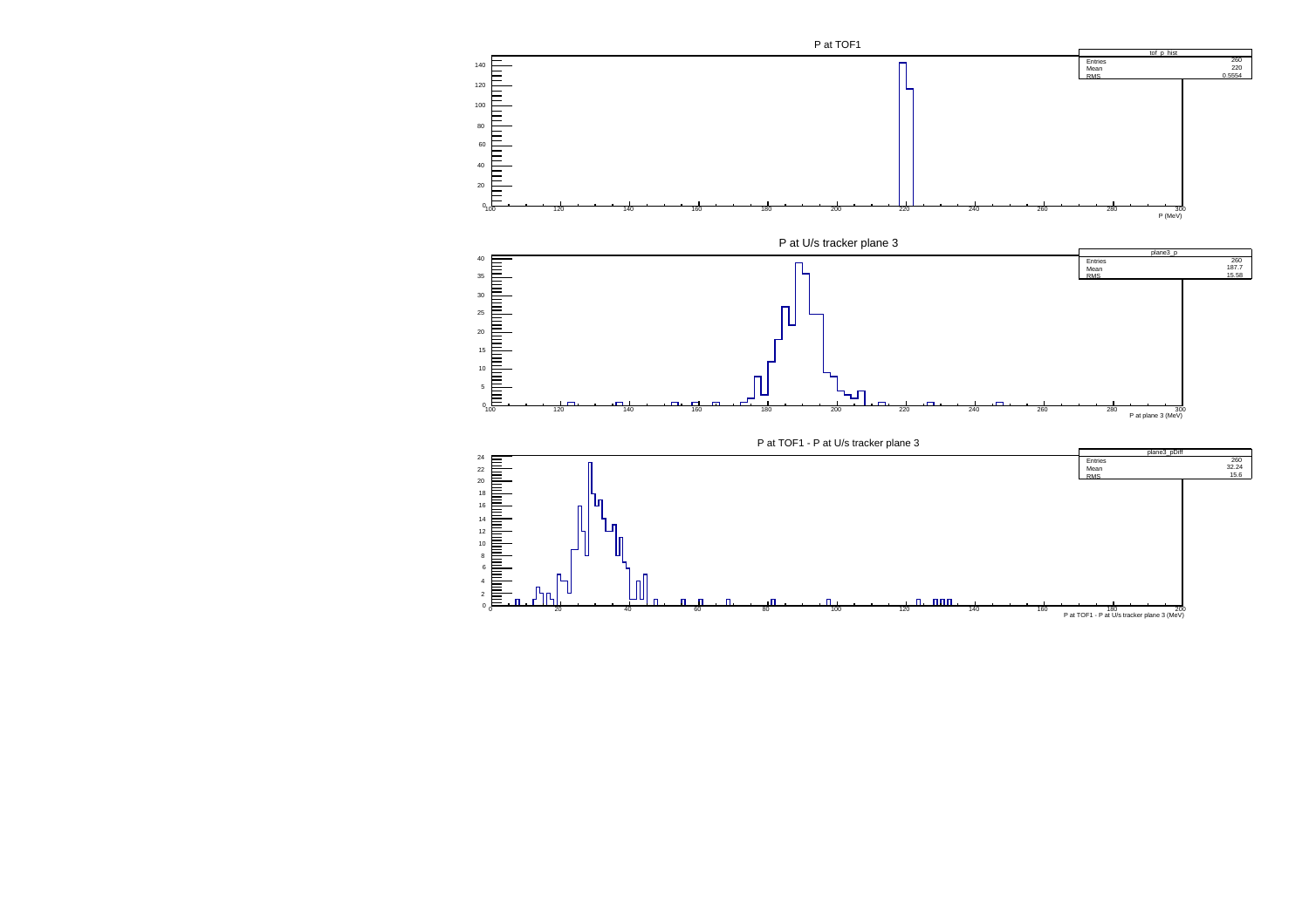P at TOF1

| tof_p_hist | |
|---|---|
| Entries | 260 |
| Mean | 220 |
| RMS | 0.5554 |

P (MeV)

P at U/s tracker plane 3

| plane3_p | |
|---|---|
| Entries | 260 |
| Mean | 187.7 |
| RMS | 15.58 |

P at plane 3 (MeV)

P at TOF1 - P at U/s tracker plane 3

| plane3_pDiff | |
|---|---|
| Entries | 260 |
| Mean | 32.24 |
| RMS | 15.6 |

P at TOF1 - P at U/s tracker plane 3 (MeV)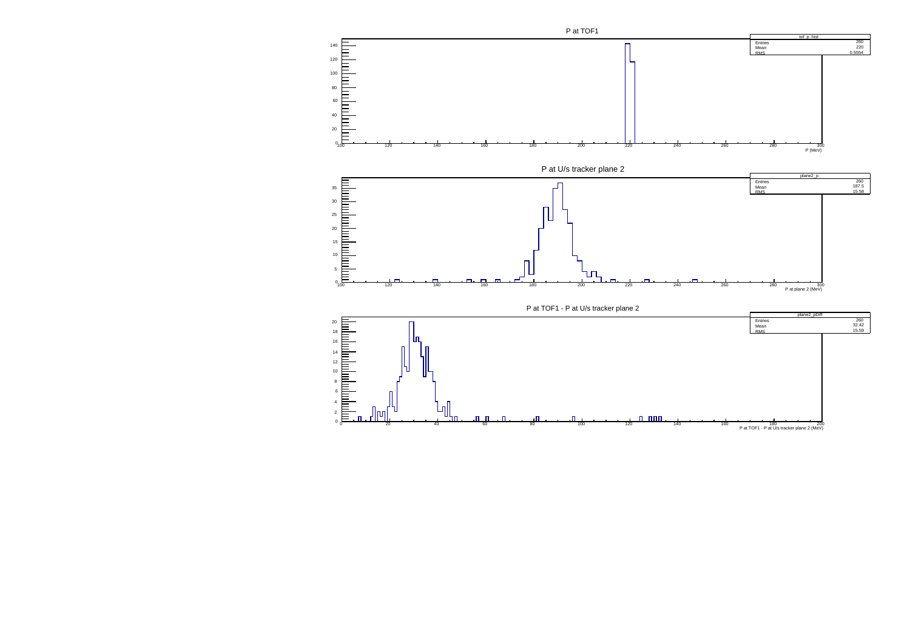P at TOF1

| tof_p_hist | |
|---|---|
| Entries | 260 |
| Mean | 220 |
| RMS | 0.5554 |

P (MeV)

P at U/s tracker plane 2

| plane2_p | |
|---|---|
| Entries | 260 |
| Mean | 187.5 |
| RMS | 15.58 |

P at plane 2 (MeV)

P at TOF1 - P at U/s tracker plane 2

| plane2_pDiff | |
|---|---|
| Entries | 260 |
| Mean | 32.42 |
| RMS | 15.59 |

P at TOF1 - P at U/s tracker plane 2 (MeV)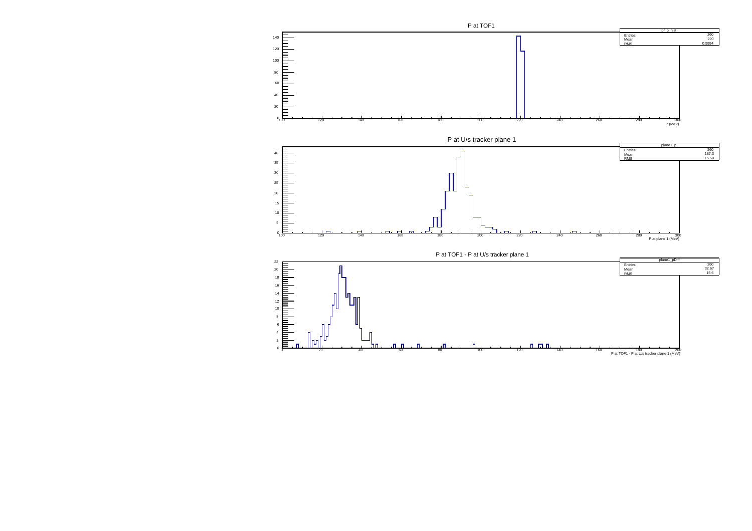P at TOF1

tof_p_hist
Entries 260
Mean 220
RMS 0.5554

0 20 40 60 80 100 120 140

100 120 140 160 180 200 220 240 260 280 300

P (MeV)

P at U/s tracker plane 1

plane1_p
Entries 260
Mean 187.3
RMS 15.58

0 5 10 15 20 25 30 35 40

100 120 140 160 180 200 220 240 260 280 300

P at plane 1 (MeV)

P at TOF1 - P at U/s tracker plane 1

plane1_pDiff
Entries 260
Mean 32.67
RMS 15.6

0 2 4 6 8 10 12 14 16 18 20 22

0 20 40 60 80 100 120 140 160 180 200

P at TOF1 - P at U/s tracker plane 1 (MeV)